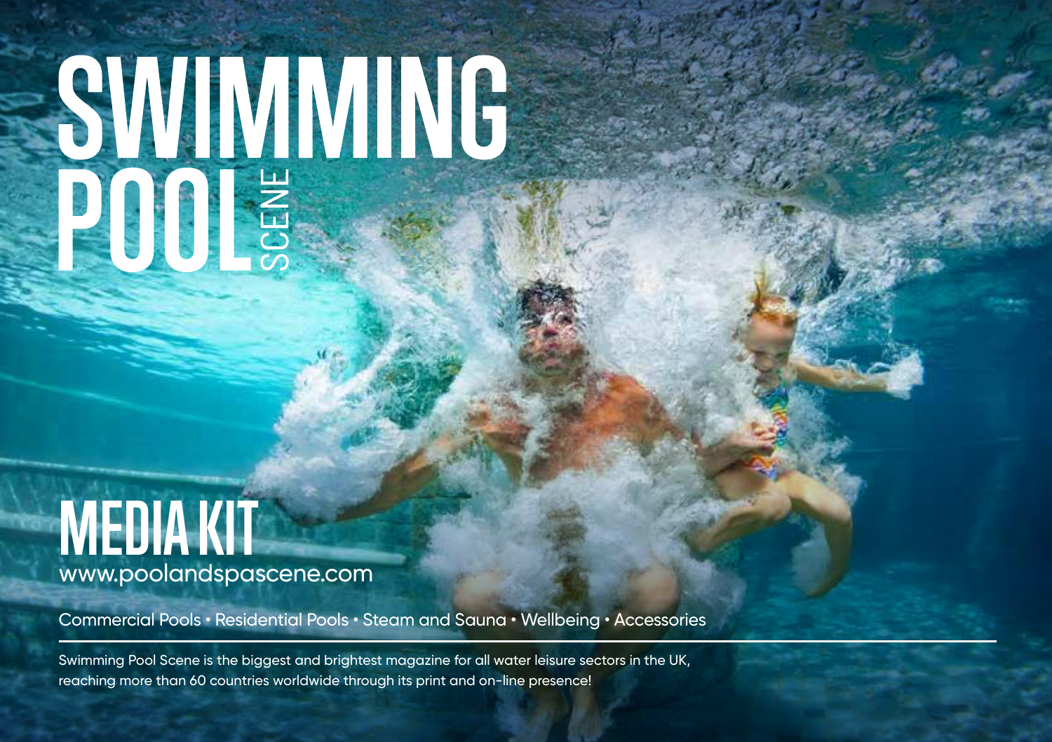# SWIMMING POOL SCENE

## MEDIA KIT

www.poolandspascene.com

Commercial Pools • Residential Pools • Steam and Sauna • Wellbeing • Accessories

Swimming Pool Scene is the biggest and brightest magazine for all water leisure sectors in the UK, reaching more than 60 countries worldwide through its print and on-line presence!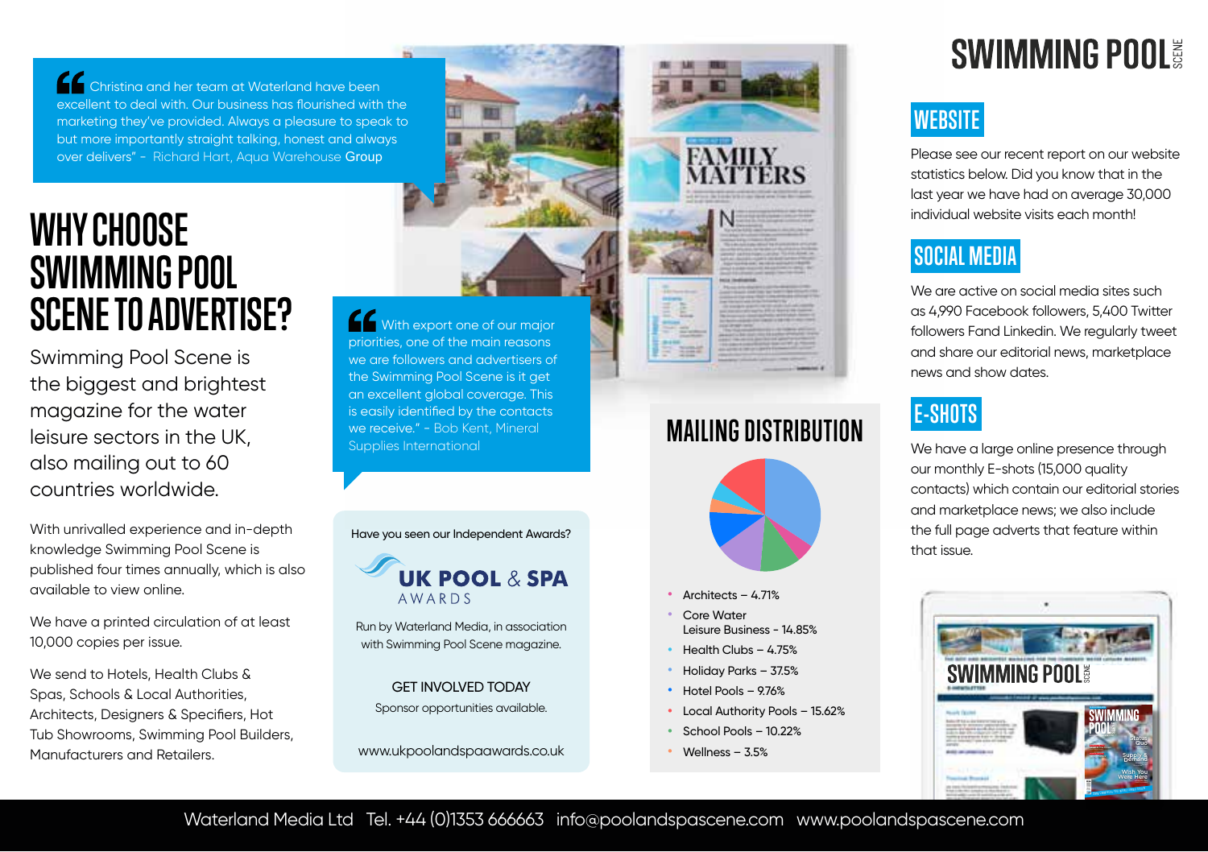> Christina and her team at Waterland have been excellent to deal with. Our business has flourished with the marketing they've provided. Always a pleasure to speak to but more importantly straight talking, honest and always over delivers" - Richard Hart, Aqua Warehouse Group

# WHY CHOOSE SWIMMING POOL SCENE TO ADVERTISE?

Swimming Pool Scene is the biggest and brightest magazine for the water leisure sectors in the UK, also mailing out to 60 countries worldwide.

With unrivalled experience and in-depth knowledge Swimming Pool Scene is published four times annually, which is also available to view online.

We have a printed circulation of at least 10,000 copies per issue.

We send to Hotels, Health Clubs & Spas, Schools & Local Authorities, Architects, Designers & Specifiers, Hot Tub Showrooms, Swimming Pool Builders, Manufacturers and Retailers.

> With export one of our major priorities, one of the main reasons we are followers and advertisers of the Swimming Pool Scene is it get an excellent global coverage. This is easily identified by the contacts we receive." - Bob Kent, Mineral Supplies International

Have you seen our Independent Awards?

**UK POOL & SPA AWARDS**

Run by Waterland Media, in association with Swimming Pool Scene magazine.

GET INVOLVED TODAY

Sponsor opportunities available.

www.ukpoolandspaawards.co.uk

## MAILING DISTRIBUTION

- Architects – 4.71%
- Core Water Leisure Business - 14.85%
- Health Clubs – 4.75%
- Holiday Parks – 37.5%
- Hotel Pools – 9.76%
- Local Authority Pools – 15.62%
- School Pools – 10.22%
- Wellness – 3.5%

# SWIMMING POOL SCENE

## WEBSITE

Please see our recent report on our website statistics below. Did you know that in the last year we have had on average 30,000 individual website visits each month!

## SOCIAL MEDIA

We are active on social media sites such as 4,990 Facebook followers, 5,400 Twitter followers Fand Linkedin. We regularly tweet and share our editorial news, marketplace news and show dates.

## E-SHOTS

We have a large online presence through our monthly E-shots (15,000 quality contacts) which contain our editorial stories and marketplace news; we also include the full page adverts that feature within that issue.

Waterland Media Ltd Tel. +44 (0)1353 666663 info@poolandspascene.com www.poolandspascene.com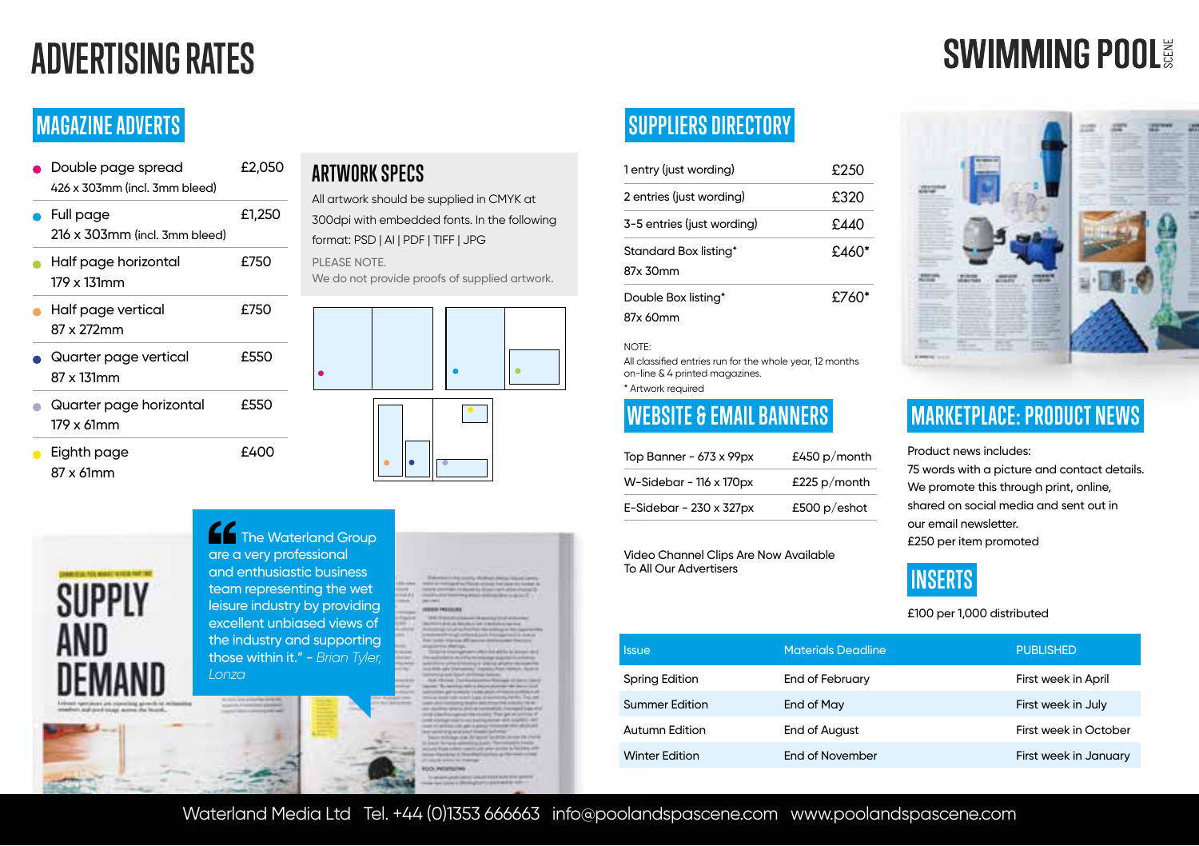# ADVERTISING RATES

SWIMMING POOL SCENE

## MAGAZINE ADVERTS

| Advert | Price |
|---|---|
| Double page spread<br>426 x 303mm (incl. 3mm bleed) | £2,050 |
| Full page<br>216 x 303mm (incl. 3mm bleed) | £1,250 |
| Half page horizontal<br>179 x 131mm | £750 |
| Half page vertical<br>87 x 272mm | £750 |
| Quarter page vertical<br>87 x 131mm | £550 |
| Quarter page horizontal<br>179 x 61mm | £550 |
| Eighth page<br>87 x 61mm | £400 |

### ARTWORK SPECS

All artwork should be supplied in CMYK at 300dpi with embedded fonts. In the following format: PSD | AI | PDF | TIFF | JPG

PLEASE NOTE.
We do not provide proofs of supplied artwork.

> "The Waterland Group are a very professional and enthusiastic business team representing the wet leisure industry by providing excellent unbiased views of the industry and supporting those within it." - *Brian Tyler, Lonza*

## SUPPLIERS DIRECTORY

| Entry | Price |
|---|---|
| 1 entry (just wording) | £250 |
| 2 entries (just wording) | £320 |
| 3-5 entries (just wording) | £440 |
| Standard Box listing*<br>87x 30mm | £460* |
| Double Box listing*<br>87x 60mm | £760* |

NOTE:
All classified entries run for the whole year, 12 months on-line & 4 printed magazines.
* Artwork required

## WEBSITE & EMAIL BANNERS

| Banner | Price |
|---|---|
| Top Banner - 673 x 99px | £450 p/month |
| W-Sidebar - 116 x 170px | £225 p/month |
| E-Sidebar - 230 x 327px | £500 p/eshot |

Video Channel Clips Are Now Available To All Our Advertisers

## MARKETPLACE: PRODUCT NEWS

Product news includes:
75 words with a picture and contact details. We promote this through print, online, shared on social media and sent out in our email newsletter.
£250 per item promoted

## INSERTS

£100 per 1,000 distributed

| Issue | Materials Deadline | PUBLISHED |
|---|---|---|
| Spring Edition | End of February | First week in April |
| Summer Edition | End of May | First week in July |
| Autumn Edition | End of August | First week in October |
| Winter Edition | End of November | First week in January |

Waterland Media Ltd Tel. +44 (0)1353 666663 info@poolandspascene.com www.poolandspascene.com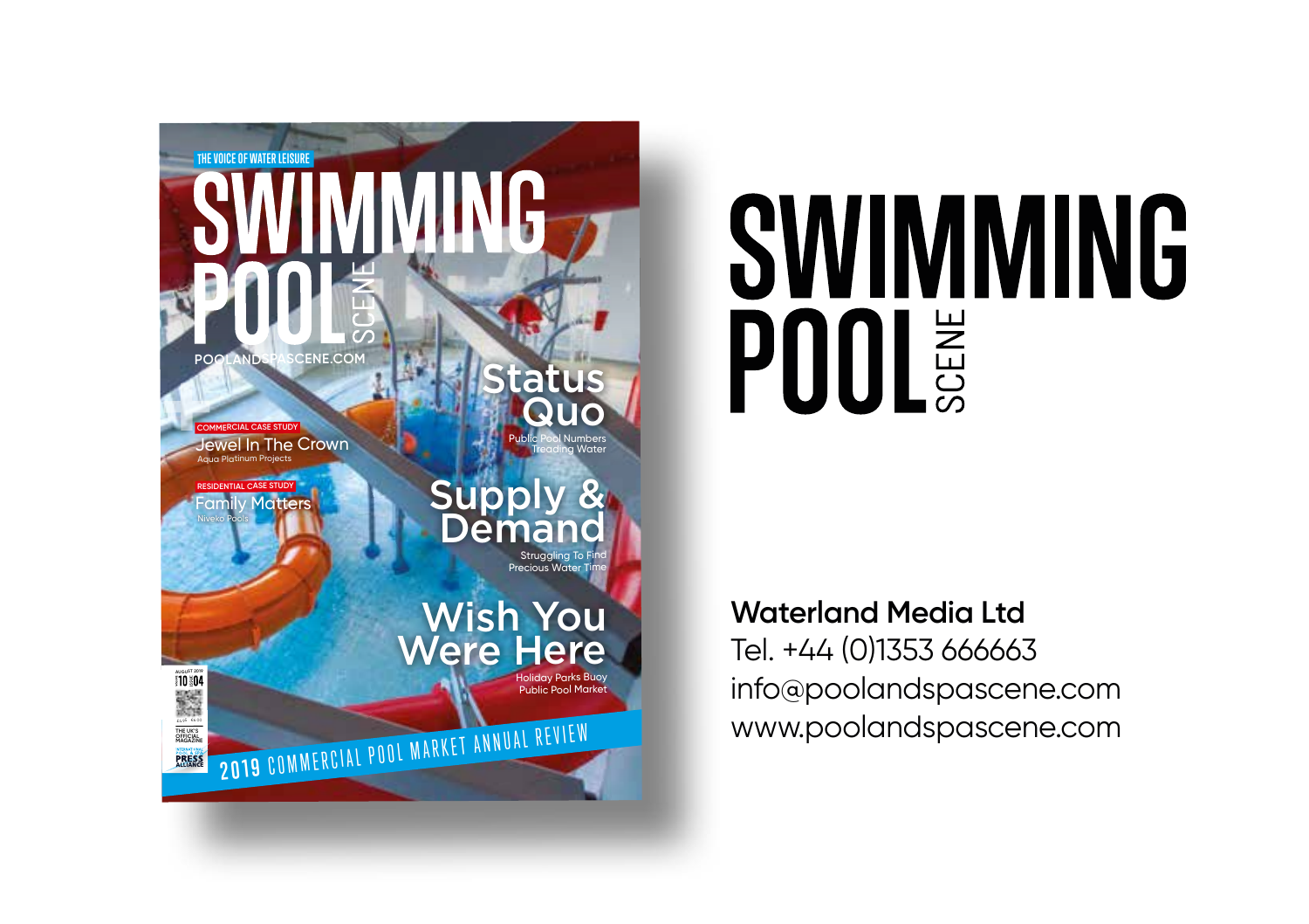# SWIMMING POOL SCENE

**Waterland Media Ltd**
Tel. +44 (0)1353 666663
info@poolandspascene.com
www.poolandspascene.com